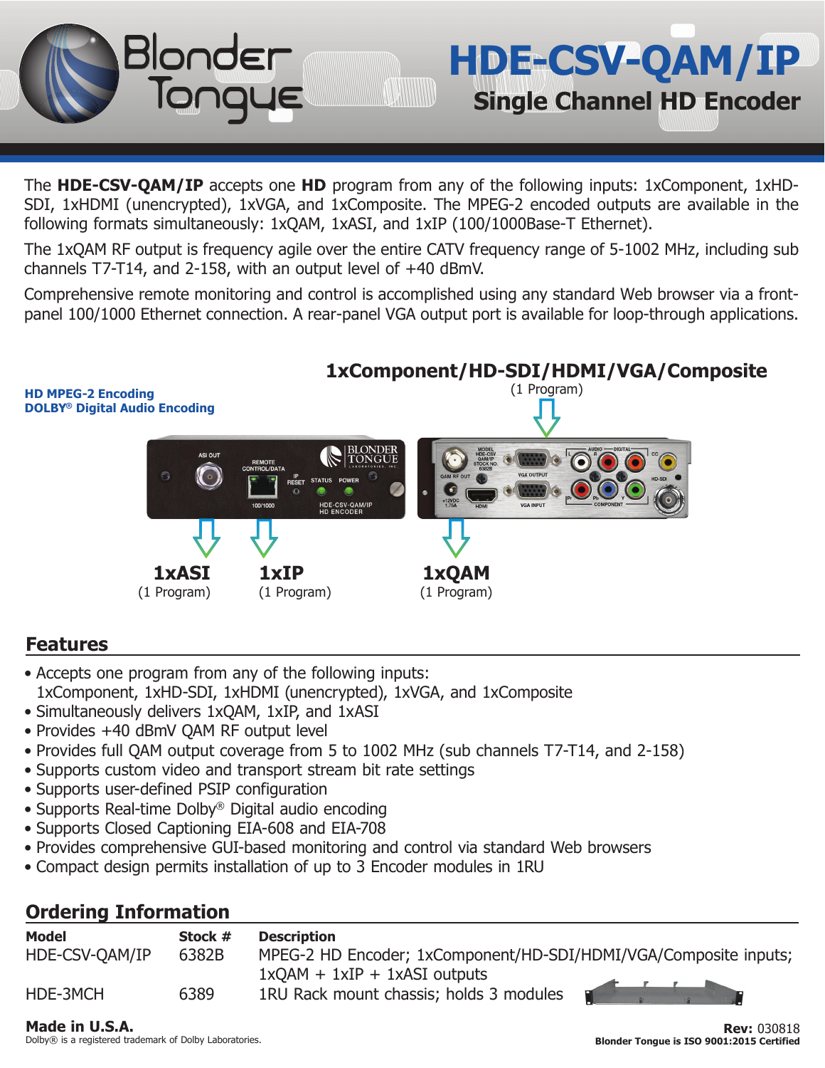# HDE-CSV-QAM/IP

## Single Channel HD Encoder

The **HDE-CSV-QAM/IP** accepts one **HD** program from any of the following inputs: 1xComponent, 1xHD-SDI, 1xHDMI (unencrypted), 1xVGA, and 1xComposite. The MPEG-2 encoded outputs are available in the following formats simultaneously: 1xQAM, 1xASI, and 1xIP (100/1000Base-T Ethernet).

The 1xQAM RF output is frequency agile over the entire CATV frequency range of 5-1002 MHz, including sub channels T7-T14, and 2-158, with an output level of +40 dBmV.

Comprehensive remote monitoring and control is accomplished using any standard Web browser via a front-panel 100/1000 Ethernet connection. A rear-panel VGA output port is available for loop-through applications.

**HD MPEG-2 Encoding**
**DOLBY® Digital Audio Encoding**

**1xComponent/HD-SDI/HDMI/VGA/Composite**
(1 Program)

**1xASI**
(1 Program)

**1xIP**
(1 Program)

**1xQAM**
(1 Program)

## Features

- Accepts one program from any of the following inputs:
  1xComponent, 1xHD-SDI, 1xHDMI (unencrypted), 1xVGA, and 1xComposite
- Simultaneously delivers 1xQAM, 1xIP, and 1xASI
- Provides +40 dBmV QAM RF output level
- Provides full QAM output coverage from 5 to 1002 MHz (sub channels T7-T14, and 2-158)
- Supports custom video and transport stream bit rate settings
- Supports user-defined PSIP configuration
- Supports Real-time Dolby® Digital audio encoding
- Supports Closed Captioning EIA-608 and EIA-708
- Provides comprehensive GUI-based monitoring and control via standard Web browsers
- Compact design permits installation of up to 3 Encoder modules in 1RU

## Ordering Information

| Model | Stock # | Description |
|---|---|---|
| HDE-CSV-QAM/IP | 6382B | MPEG-2 HD Encoder; 1xComponent/HD-SDI/HDMI/VGA/Composite inputs; 1xQAM + 1xIP + 1xASI outputs |
| HDE-3MCH | 6389 | 1RU Rack mount chassis; holds 3 modules |

**Made in U.S.A.**
Dolby® is a registered trademark of Dolby Laboratories.

**Rev:** 030818
**Blonder Tongue is ISO 9001:2015 Certified**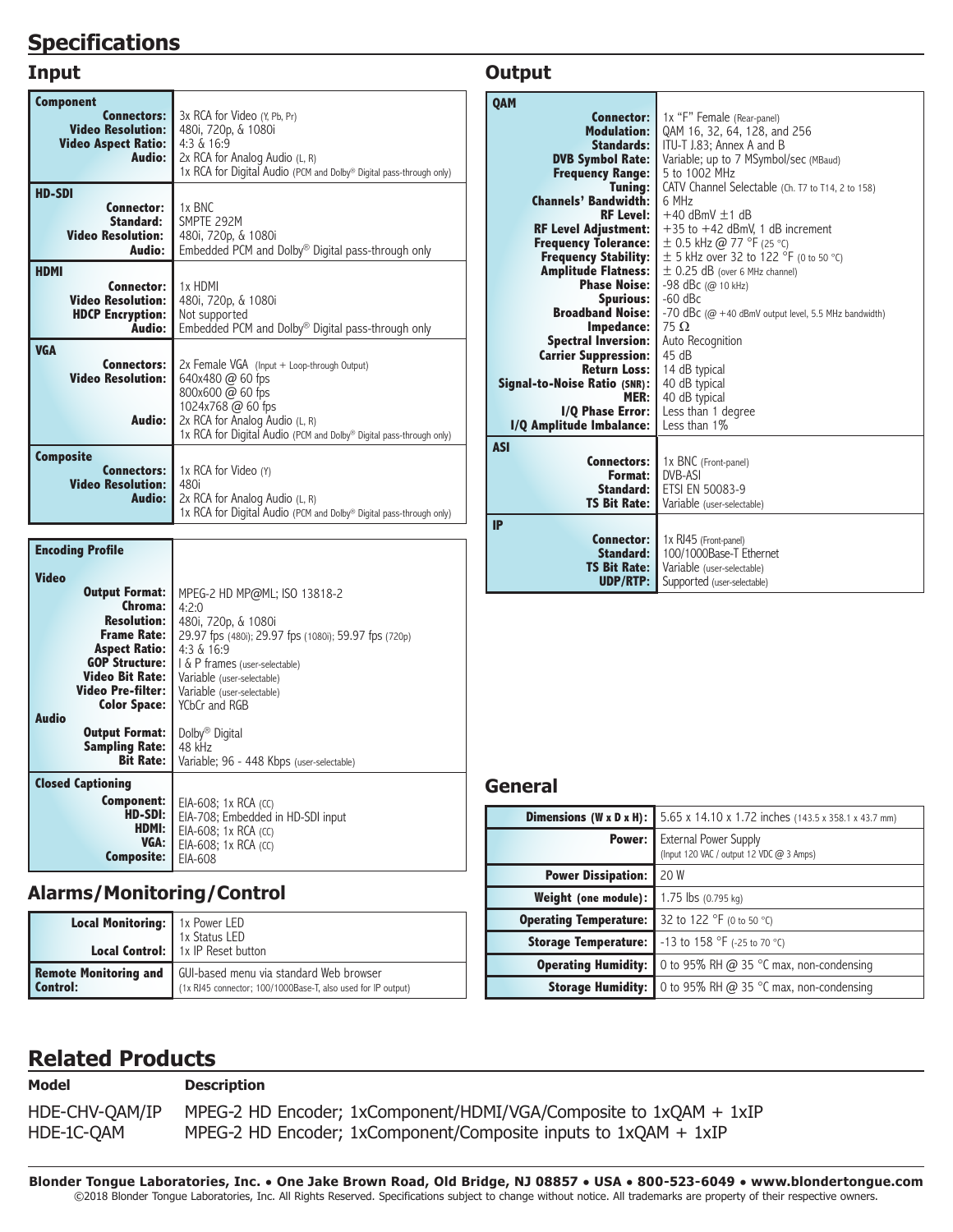# Specifications

## Input

| | |
|---|---|
| **Component** | |
| **Connectors:** | 3x RCA for Video (Y, Pb, Pr) |
| **Video Resolution:** | 480i, 720p, & 1080i |
| **Video Aspect Ratio:** | 4:3 & 16:9 |
| **Audio:** | 2x RCA for Analog Audio (L, R)<br>1x RCA for Digital Audio (PCM and Dolby® Digital pass-through only) |
| **HD-SDI** | |
| **Connector:** | 1x BNC |
| **Standard:** | SMPTE 292M |
| **Video Resolution:** | 480i, 720p, & 1080i |
| **Audio:** | Embedded PCM and Dolby® Digital pass-through only |
| **HDMI** | |
| **Connector:** | 1x HDMI |
| **Video Resolution:** | 480i, 720p, & 1080i |
| **HDCP Encryption:** | Not supported |
| **Audio:** | Embedded PCM and Dolby® Digital pass-through only |
| **VGA** | |
| **Connectors:** | 2x Female VGA (Input + Loop-through Output) |
| **Video Resolution:** | 640x480 @ 60 fps<br>800x600 @ 60 fps<br>1024x768 @ 60 fps |
| **Audio:** | 2x RCA for Analog Audio (L, R)<br>1x RCA for Digital Audio (PCM and Dolby® Digital pass-through only) |
| **Composite** | |
| **Connectors:** | 1x RCA for Video (Y) |
| **Video Resolution:** | 480i |
| **Audio:** | 2x RCA for Analog Audio (L, R)<br>1x RCA for Digital Audio (PCM and Dolby® Digital pass-through only) |

| | |
|---|---|
| **Encoding Profile** | |
| **Video** | |
| **Output Format:** | MPEG-2 HD MP@ML; ISO 13818-2 |
| **Chroma:** | 4:2:0 |
| **Resolution:** | 480i, 720p, & 1080i |
| **Frame Rate:** | 29.97 fps (480i); 29.97 fps (1080i); 59.97 fps (720p) |
| **Aspect Ratio:** | 4:3 & 16:9 |
| **GOP Structure:** | I & P frames (user-selectable) |
| **Video Bit Rate:** | Variable (user-selectable) |
| **Video Pre-filter:** | Variable (user-selectable) |
| **Color Space:** | YCbCr and RGB |
| **Audio** | |
| **Output Format:** | Dolby® Digital |
| **Sampling Rate:** | 48 kHz |
| **Bit Rate:** | Variable; 96 - 448 Kbps (user-selectable) |
| **Closed Captioning** | |
| **Component:** | EIA-608; 1x RCA (CC) |
| **HD-SDI:** | EIA-708; Embedded in HD-SDI input |
| **HDMI:** | EIA-608; 1x RCA (CC) |
| **VGA:** | EIA-608; 1x RCA (CC) |
| **Composite:** | EIA-608 |

## Alarms/Monitoring/Control

| | |
|---|---|
| **Local Monitoring:** | 1x Power LED<br>1x Status LED |
| **Local Control:** | 1x IP Reset button |
| **Remote Monitoring and Control:** | GUI-based menu via standard Web browser<br>(1x RJ45 connector; 100/1000Base-T, also used for IP output) |

## Output

| | |
|---|---|
| **QAM** | |
| **Connector:** | 1x "F" Female (Rear-panel) |
| **Modulation:** | QAM 16, 32, 64, 128, and 256 |
| **Standards:** | ITU-T J.83; Annex A and B |
| **DVB Symbol Rate:** | Variable; up to 7 MSymbol/sec (MBaud) |
| **Frequency Range:** | 5 to 1002 MHz |
| **Tuning:** | CATV Channel Selectable (Ch. T7 to T14, 2 to 158) |
| **Channels' Bandwidth:** | 6 MHz |
| **RF Level:** | +40 dBmV ±1 dB |
| **RF Level Adjustment:** | +35 to +42 dBmV, 1 dB increment |
| **Frequency Tolerance:** | ± 0.5 kHz @ 77 °F (25 °C) |
| **Frequency Stability:** | ± 5 kHz over 32 to 122 °F (0 to 50 °C) |
| **Amplitude Flatness:** | ± 0.25 dB (over 6 MHz channel) |
| **Phase Noise:** | -98 dBc (@ 10 kHz) |
| **Spurious:** | -60 dBc |
| **Broadband Noise:** | -70 dBc (@ +40 dBmV output level, 5.5 MHz bandwidth) |
| **Impedance:** | 75 Ω |
| **Spectral Inversion:** | Auto Recognition |
| **Carrier Suppression:** | 45 dB |
| **Return Loss:** | 14 dB typical |
| **Signal-to-Noise Ratio (SNR):** | 40 dB typical |
| **MER:** | 40 dB typical |
| **I/Q Phase Error:** | Less than 1 degree |
| **I/Q Amplitude Imbalance:** | Less than 1% |
| **ASI** | |
| **Connectors:** | 1x BNC (Front-panel) |
| **Format:** | DVB-ASI |
| **Standard:** | ETSI EN 50083-9 |
| **TS Bit Rate:** | Variable (user-selectable) |
| **IP** | |
| **Connector:** | 1x RJ45 (Front-panel) |
| **Standard:** | 100/1000Base-T Ethernet |
| **TS Bit Rate:** | Variable (user-selectable) |
| **UDP/RTP:** | Supported (user-selectable) |

## General

| | |
|---|---|
| **Dimensions (W x D x H):** | 5.65 x 14.10 x 1.72 inches (143.5 x 358.1 x 43.7 mm) |
| **Power:** | External Power Supply<br>(Input 120 VAC / output 12 VDC @ 3 Amps) |
| **Power Dissipation:** | 20 W |
| **Weight (one module):** | 1.75 lbs (0.795 kg) |
| **Operating Temperature:** | 32 to 122 °F (0 to 50 °C) |
| **Storage Temperature:** | -13 to 158 °F (-25 to 70 °C) |
| **Operating Humidity:** | 0 to 95% RH @ 35 °C max, non-condensing |
| **Storage Humidity:** | 0 to 95% RH @ 35 °C max, non-condensing |

# Related Products

| Model | Description |
|---|---|
| HDE-CHV-QAM/IP | MPEG-2 HD Encoder; 1xComponent/HDMI/VGA/Composite to 1xQAM + 1xIP |
| HDE-1C-QAM | MPEG-2 HD Encoder; 1xComponent/Composite inputs to 1xQAM + 1xIP |

**Blonder Tongue Laboratories, Inc. • One Jake Brown Road, Old Bridge, NJ 08857 • USA • 800-523-6049 • www.blondertongue.com**

©2018 Blonder Tongue Laboratories, Inc. All Rights Reserved. Specifications subject to change without notice. All trademarks are property of their respective owners.